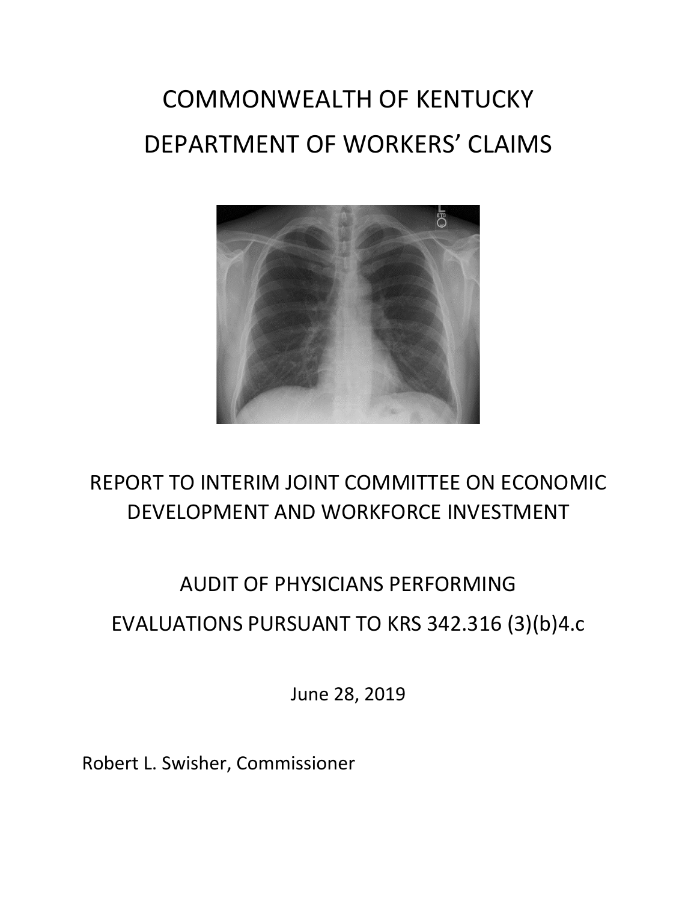# COMMONWEALTH OF KENTUCKY
# DEPARTMENT OF WORKERS' CLAIMS

## REPORT TO INTERIM JOINT COMMITTEE ON ECONOMIC DEVELOPMENT AND WORKFORCE INVESTMENT

## AUDIT OF PHYSICIANS PERFORMING EVALUATIONS PURSUANT TO KRS 342.316 (3)(b)4.c

June 28, 2019

Robert L. Swisher, Commissioner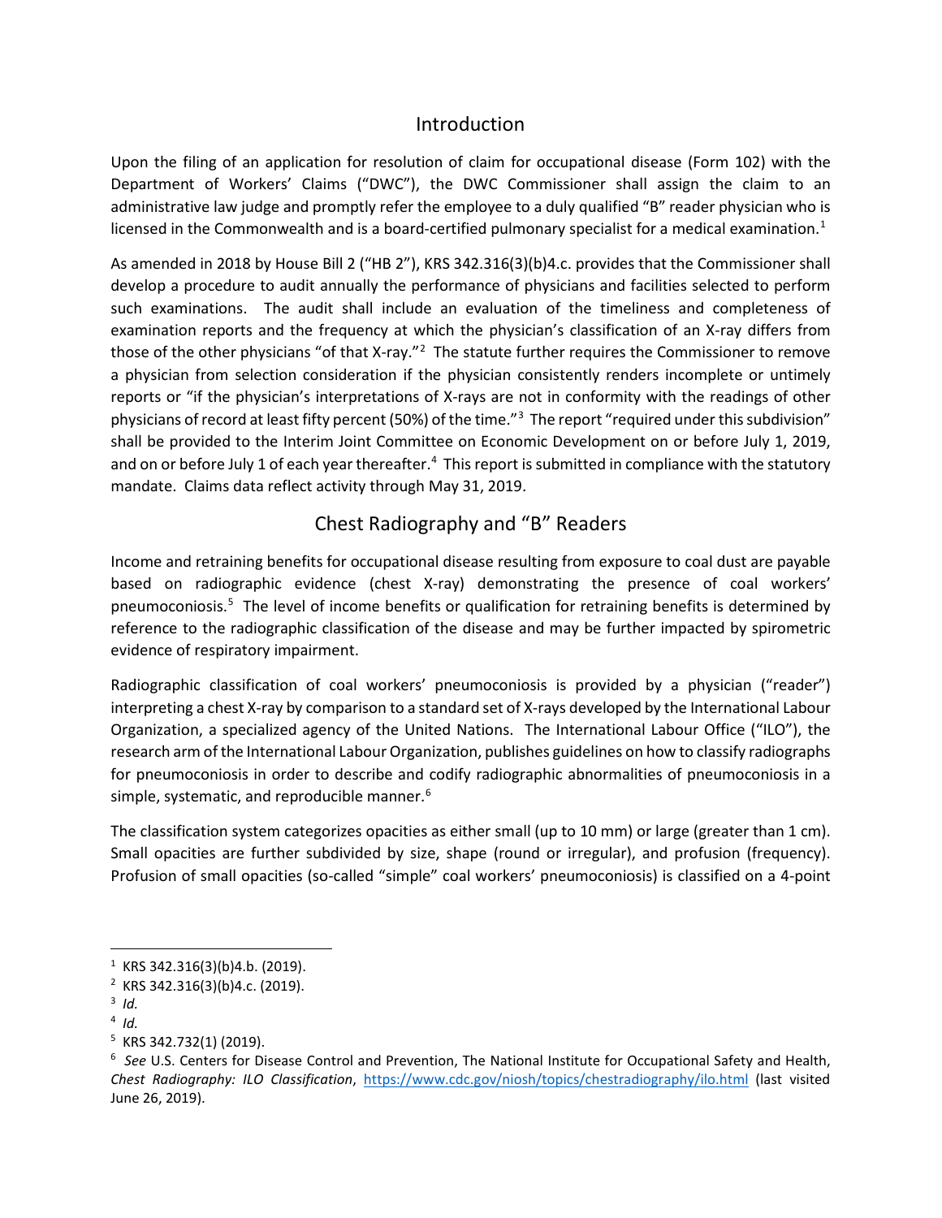## Introduction

Upon the filing of an application for resolution of claim for occupational disease (Form 102) with the Department of Workers' Claims ("DWC"), the DWC Commissioner shall assign the claim to an administrative law judge and promptly refer the employee to a duly qualified "B" reader physician who is licensed in the Commonwealth and is a board-certified pulmonary specialist for a medical examination.[1]

As amended in 2018 by House Bill 2 ("HB 2"), KRS 342.316(3)(b)4.c. provides that the Commissioner shall develop a procedure to audit annually the performance of physicians and facilities selected to perform such examinations. The audit shall include an evaluation of the timeliness and completeness of examination reports and the frequency at which the physician's classification of an X-ray differs from those of the other physicians "of that X-ray."[2] The statute further requires the Commissioner to remove a physician from selection consideration if the physician consistently renders incomplete or untimely reports or "if the physician's interpretations of X-rays are not in conformity with the readings of other physicians of record at least fifty percent (50%) of the time."[3] The report "required under this subdivision" shall be provided to the Interim Joint Committee on Economic Development on or before July 1, 2019, and on or before July 1 of each year thereafter.[4] This report is submitted in compliance with the statutory mandate. Claims data reflect activity through May 31, 2019.

## Chest Radiography and "B" Readers

Income and retraining benefits for occupational disease resulting from exposure to coal dust are payable based on radiographic evidence (chest X-ray) demonstrating the presence of coal workers' pneumoconiosis.[5] The level of income benefits or qualification for retraining benefits is determined by reference to the radiographic classification of the disease and may be further impacted by spirometric evidence of respiratory impairment.

Radiographic classification of coal workers' pneumoconiosis is provided by a physician ("reader") interpreting a chest X-ray by comparison to a standard set of X-rays developed by the International Labour Organization, a specialized agency of the United Nations. The International Labour Office ("ILO"), the research arm of the International Labour Organization, publishes guidelines on how to classify radiographs for pneumoconiosis in order to describe and codify radiographic abnormalities of pneumoconiosis in a simple, systematic, and reproducible manner.[6]

The classification system categorizes opacities as either small (up to 10 mm) or large (greater than 1 cm). Small opacities are further subdivided by size, shape (round or irregular), and profusion (frequency). Profusion of small opacities (so-called "simple" coal workers' pneumoconiosis) is classified on a 4-point

---

[1] KRS 342.316(3)(b)4.b. (2019).

[2] KRS 342.316(3)(b)4.c. (2019).

[3] *Id.*

[4] *Id.*

[5] KRS 342.732(1) (2019).

[6] *See* U.S. Centers for Disease Control and Prevention, The National Institute for Occupational Safety and Health, *Chest Radiography: ILO Classification*, https://www.cdc.gov/niosh/topics/chestradiography/ilo.html (last visited June 26, 2019).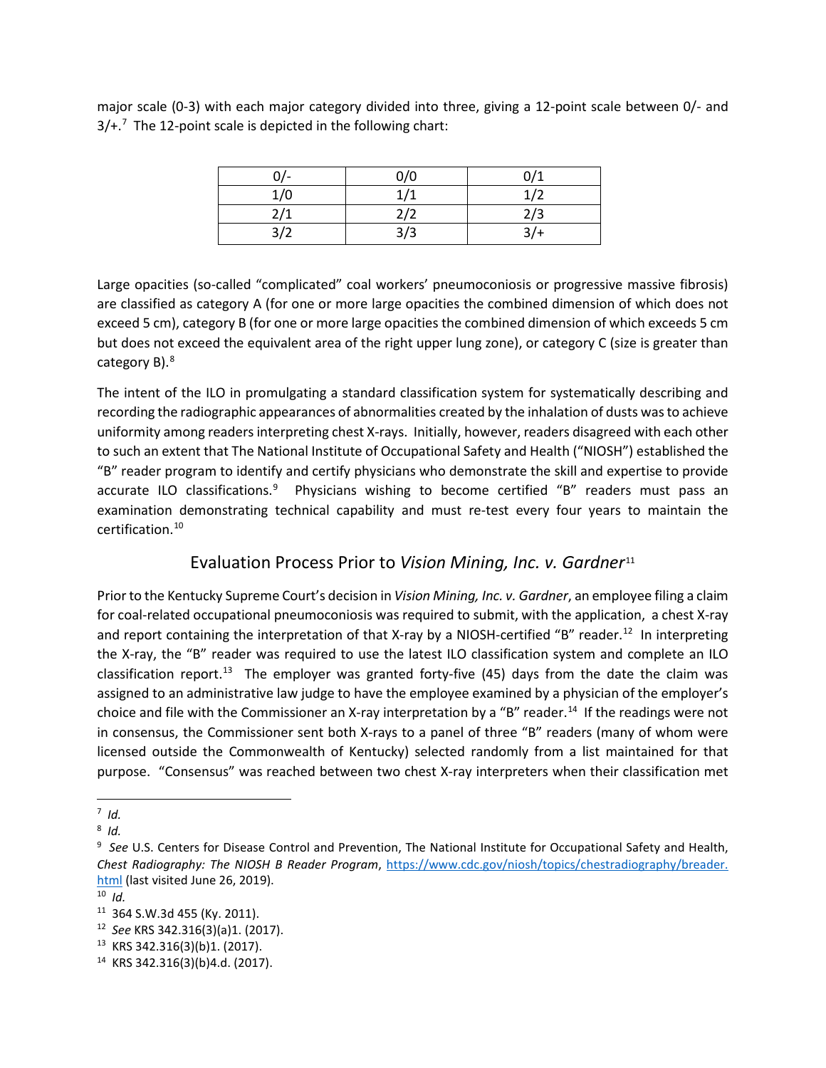major scale (0-3) with each major category divided into three, giving a 12-point scale between 0/- and 3/+.[7] The 12-point scale is depicted in the following chart:

| 0/- | 0/0 | 0/1 |
|---|---|---|
| 1/0 | 1/1 | 1/2 |
| 2/1 | 2/2 | 2/3 |
| 3/2 | 3/3 | 3/+ |

Large opacities (so-called "complicated" coal workers' pneumoconiosis or progressive massive fibrosis) are classified as category A (for one or more large opacities the combined dimension of which does not exceed 5 cm), category B (for one or more large opacities the combined dimension of which exceeds 5 cm but does not exceed the equivalent area of the right upper lung zone), or category C (size is greater than category B).[8]

The intent of the ILO in promulgating a standard classification system for systematically describing and recording the radiographic appearances of abnormalities created by the inhalation of dusts was to achieve uniformity among readers interpreting chest X-rays. Initially, however, readers disagreed with each other to such an extent that The National Institute of Occupational Safety and Health ("NIOSH") established the "B" reader program to identify and certify physicians who demonstrate the skill and expertise to provide accurate ILO classifications.[9] Physicians wishing to become certified "B" readers must pass an examination demonstrating technical capability and must re-test every four years to maintain the certification.[10]

## Evaluation Process Prior to *Vision Mining, Inc. v. Gardner*[11]

Prior to the Kentucky Supreme Court's decision in *Vision Mining, Inc. v. Gardner*, an employee filing a claim for coal-related occupational pneumoconiosis was required to submit, with the application, a chest X-ray and report containing the interpretation of that X-ray by a NIOSH-certified "B" reader.[12] In interpreting the X-ray, the "B" reader was required to use the latest ILO classification system and complete an ILO classification report.[13] The employer was granted forty-five (45) days from the date the claim was assigned to an administrative law judge to have the employee examined by a physician of the employer's choice and file with the Commissioner an X-ray interpretation by a "B" reader.[14] If the readings were not in consensus, the Commissioner sent both X-rays to a panel of three "B" readers (many of whom were licensed outside the Commonwealth of Kentucky) selected randomly from a list maintained for that purpose. "Consensus" was reached between two chest X-ray interpreters when their classification met

---

[7] *Id.*

[8] *Id.*

[9] *See* U.S. Centers for Disease Control and Prevention, The National Institute for Occupational Safety and Health, *Chest Radiography: The NIOSH B Reader Program*, https://www.cdc.gov/niosh/topics/chestradiography/breader.html (last visited June 26, 2019).

[10] *Id.*

[11] 364 S.W.3d 455 (Ky. 2011).

[12] *See* KRS 342.316(3)(a)1. (2017).

[13] KRS 342.316(3)(b)1. (2017).

[14] KRS 342.316(3)(b)4.d. (2017).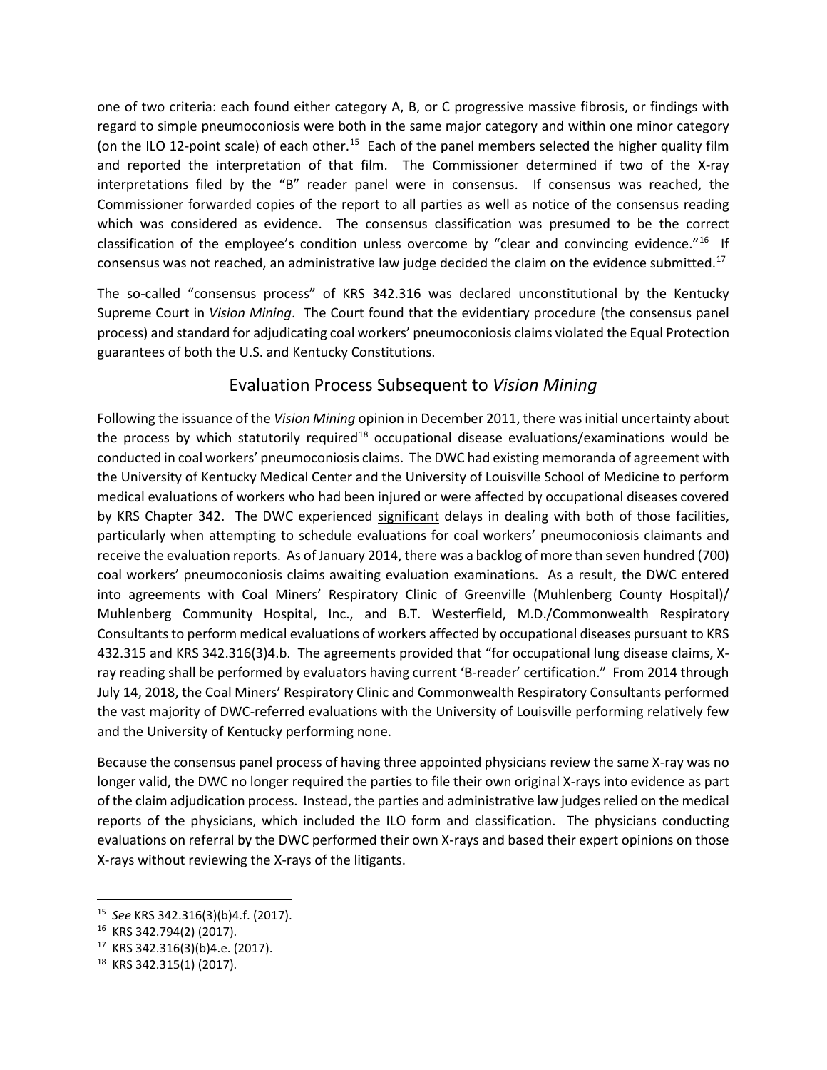one of two criteria: each found either category A, B, or C progressive massive fibrosis, or findings with regard to simple pneumoconiosis were both in the same major category and within one minor category (on the ILO 12-point scale) of each other.[15] Each of the panel members selected the higher quality film and reported the interpretation of that film. The Commissioner determined if two of the X-ray interpretations filed by the "B" reader panel were in consensus. If consensus was reached, the Commissioner forwarded copies of the report to all parties as well as notice of the consensus reading which was considered as evidence. The consensus classification was presumed to be the correct classification of the employee's condition unless overcome by "clear and convincing evidence."[16] If consensus was not reached, an administrative law judge decided the claim on the evidence submitted.[17]

The so-called "consensus process" of KRS 342.316 was declared unconstitutional by the Kentucky Supreme Court in *Vision Mining*. The Court found that the evidentiary procedure (the consensus panel process) and standard for adjudicating coal workers' pneumoconiosis claims violated the Equal Protection guarantees of both the U.S. and Kentucky Constitutions.

## Evaluation Process Subsequent to *Vision Mining*

Following the issuance of the *Vision Mining* opinion in December 2011, there was initial uncertainty about the process by which statutorily required[18] occupational disease evaluations/examinations would be conducted in coal workers' pneumoconiosis claims. The DWC had existing memoranda of agreement with the University of Kentucky Medical Center and the University of Louisville School of Medicine to perform medical evaluations of workers who had been injured or were affected by occupational diseases covered by KRS Chapter 342. The DWC experienced <u>significant</u> delays in dealing with both of those facilities, particularly when attempting to schedule evaluations for coal workers' pneumoconiosis claimants and receive the evaluation reports. As of January 2014, there was a backlog of more than seven hundred (700) coal workers' pneumoconiosis claims awaiting evaluation examinations. As a result, the DWC entered into agreements with Coal Miners' Respiratory Clinic of Greenville (Muhlenberg County Hospital)/ Muhlenberg Community Hospital, Inc., and B.T. Westerfield, M.D./Commonwealth Respiratory Consultants to perform medical evaluations of workers affected by occupational diseases pursuant to KRS 432.315 and KRS 342.316(3)4.b. The agreements provided that "for occupational lung disease claims, X-ray reading shall be performed by evaluators having current 'B-reader' certification." From 2014 through July 14, 2018, the Coal Miners' Respiratory Clinic and Commonwealth Respiratory Consultants performed the vast majority of DWC-referred evaluations with the University of Louisville performing relatively few and the University of Kentucky performing none.

Because the consensus panel process of having three appointed physicians review the same X-ray was no longer valid, the DWC no longer required the parties to file their own original X-rays into evidence as part of the claim adjudication process. Instead, the parties and administrative law judges relied on the medical reports of the physicians, which included the ILO form and classification. The physicians conducting evaluations on referral by the DWC performed their own X-rays and based their expert opinions on those X-rays without reviewing the X-rays of the litigants.

---

[15] *See* KRS 342.316(3)(b)4.f. (2017).

[16] KRS 342.794(2) (2017).

[17] KRS 342.316(3)(b)4.e. (2017).

[18] KRS 342.315(1) (2017).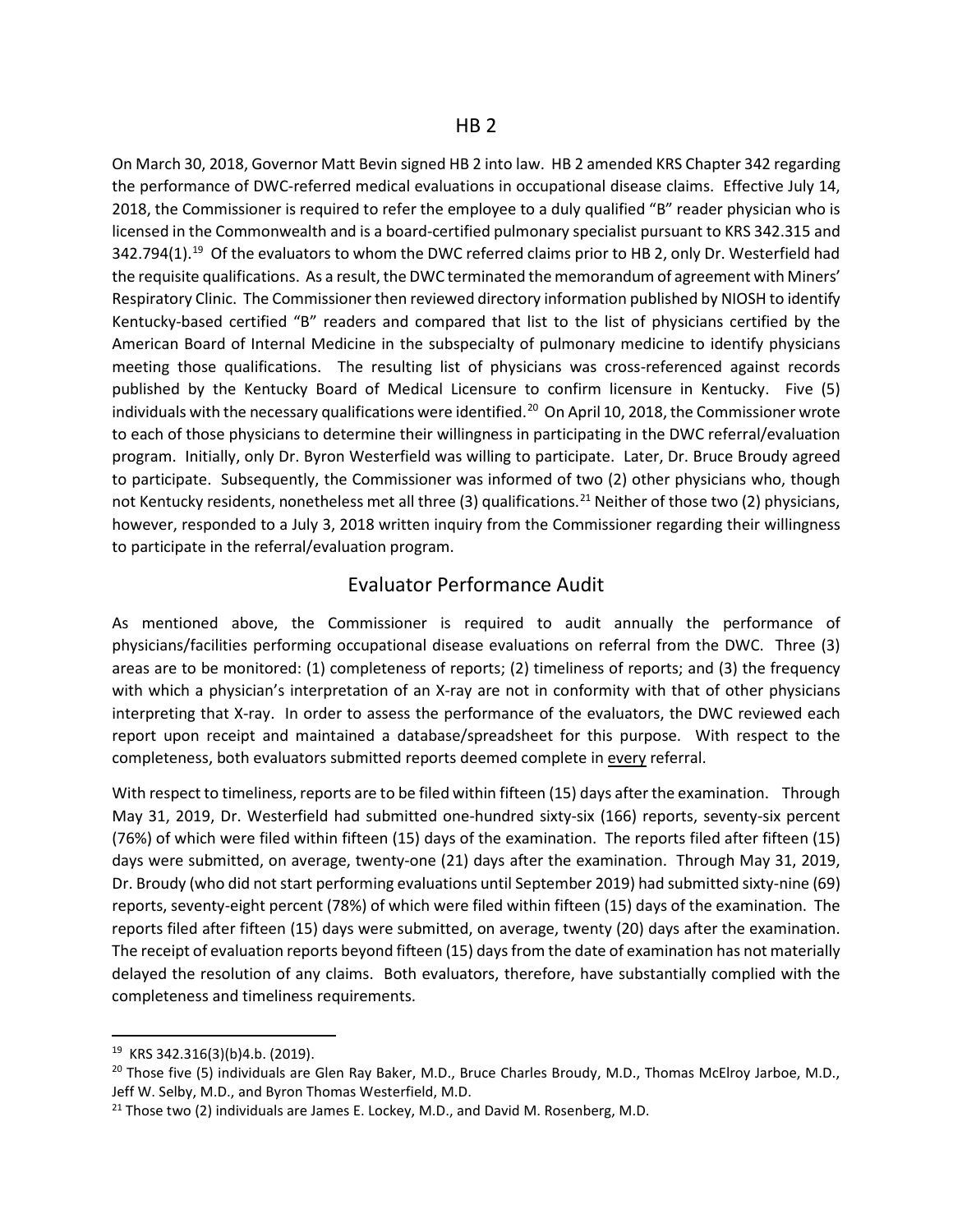## HB 2

On March 30, 2018, Governor Matt Bevin signed HB 2 into law. HB 2 amended KRS Chapter 342 regarding the performance of DWC-referred medical evaluations in occupational disease claims. Effective July 14, 2018, the Commissioner is required to refer the employee to a duly qualified "B" reader physician who is licensed in the Commonwealth and is a board-certified pulmonary specialist pursuant to KRS 342.315 and 342.794(1).[19] Of the evaluators to whom the DWC referred claims prior to HB 2, only Dr. Westerfield had the requisite qualifications. As a result, the DWC terminated the memorandum of agreement with Miners' Respiratory Clinic. The Commissioner then reviewed directory information published by NIOSH to identify Kentucky-based certified "B" readers and compared that list to the list of physicians certified by the American Board of Internal Medicine in the subspecialty of pulmonary medicine to identify physicians meeting those qualifications. The resulting list of physicians was cross-referenced against records published by the Kentucky Board of Medical Licensure to confirm licensure in Kentucky. Five (5) individuals with the necessary qualifications were identified.[20] On April 10, 2018, the Commissioner wrote to each of those physicians to determine their willingness in participating in the DWC referral/evaluation program. Initially, only Dr. Byron Westerfield was willing to participate. Later, Dr. Bruce Broudy agreed to participate. Subsequently, the Commissioner was informed of two (2) other physicians who, though not Kentucky residents, nonetheless met all three (3) qualifications.[21] Neither of those two (2) physicians, however, responded to a July 3, 2018 written inquiry from the Commissioner regarding their willingness to participate in the referral/evaluation program.

## Evaluator Performance Audit

As mentioned above, the Commissioner is required to audit annually the performance of physicians/facilities performing occupational disease evaluations on referral from the DWC. Three (3) areas are to be monitored: (1) completeness of reports; (2) timeliness of reports; and (3) the frequency with which a physician's interpretation of an X-ray are not in conformity with that of other physicians interpreting that X-ray. In order to assess the performance of the evaluators, the DWC reviewed each report upon receipt and maintained a database/spreadsheet for this purpose. With respect to the completeness, both evaluators submitted reports deemed complete in <u>every</u> referral.

With respect to timeliness, reports are to be filed within fifteen (15) days after the examination. Through May 31, 2019, Dr. Westerfield had submitted one-hundred sixty-six (166) reports, seventy-six percent (76%) of which were filed within fifteen (15) days of the examination. The reports filed after fifteen (15) days were submitted, on average, twenty-one (21) days after the examination. Through May 31, 2019, Dr. Broudy (who did not start performing evaluations until September 2019) had submitted sixty-nine (69) reports, seventy-eight percent (78%) of which were filed within fifteen (15) days of the examination. The reports filed after fifteen (15) days were submitted, on average, twenty (20) days after the examination. The receipt of evaluation reports beyond fifteen (15) days from the date of examination has not materially delayed the resolution of any claims. Both evaluators, therefore, have substantially complied with the completeness and timeliness requirements.

---

[19] KRS 342.316(3)(b)4.b. (2019).

[20] Those five (5) individuals are Glen Ray Baker, M.D., Bruce Charles Broudy, M.D., Thomas McElroy Jarboe, M.D., Jeff W. Selby, M.D., and Byron Thomas Westerfield, M.D.

[21] Those two (2) individuals are James E. Lockey, M.D., and David M. Rosenberg, M.D.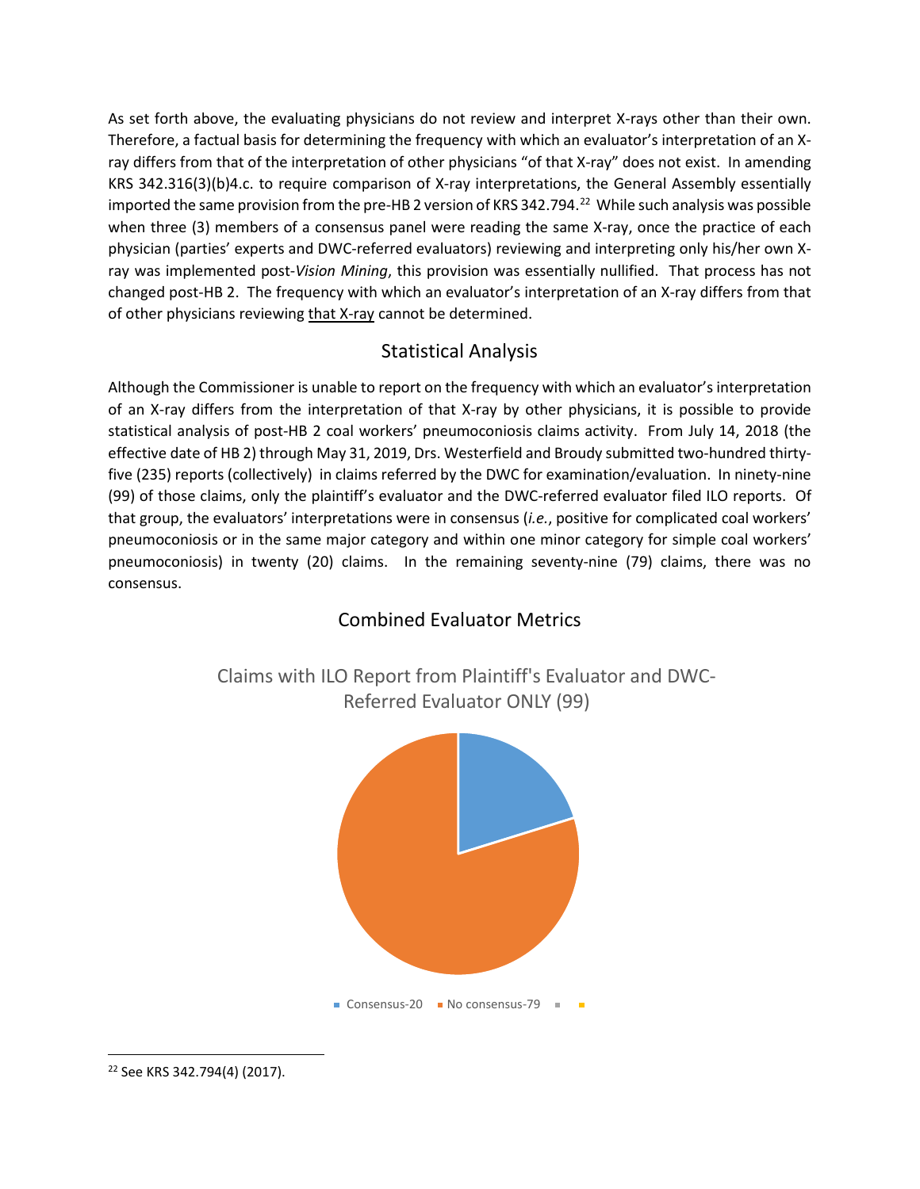As set forth above, the evaluating physicians do not review and interpret X-rays other than their own. Therefore, a factual basis for determining the frequency with which an evaluator's interpretation of an X-ray differs from that of the interpretation of other physicians "of that X-ray" does not exist. In amending KRS 342.316(3)(b)4.c. to require comparison of X-ray interpretations, the General Assembly essentially imported the same provision from the pre-HB 2 version of KRS 342.794.[22] While such analysis was possible when three (3) members of a consensus panel were reading the same X-ray, once the practice of each physician (parties' experts and DWC-referred evaluators) reviewing and interpreting only his/her own X-ray was implemented post-*Vision Mining*, this provision was essentially nullified. That process has not changed post-HB 2. The frequency with which an evaluator's interpretation of an X-ray differs from that of other physicians reviewing <u>that X-ray</u> cannot be determined.

## Statistical Analysis

Although the Commissioner is unable to report on the frequency with which an evaluator's interpretation of an X-ray differs from the interpretation of that X-ray by other physicians, it is possible to provide statistical analysis of post-HB 2 coal workers' pneumoconiosis claims activity. From July 14, 2018 (the effective date of HB 2) through May 31, 2019, Drs. Westerfield and Broudy submitted two-hundred thirty-five (235) reports (collectively) in claims referred by the DWC for examination/evaluation. In ninety-nine (99) of those claims, only the plaintiff's evaluator and the DWC-referred evaluator filed ILO reports. Of that group, the evaluators' interpretations were in consensus (*i.e.*, positive for complicated coal workers' pneumoconiosis or in the same major category and within one minor category for simple coal workers' pneumoconiosis) in twenty (20) claims. In the remaining seventy-nine (79) claims, there was no consensus.

## Combined Evaluator Metrics

Claims with ILO Report from Plaintiff's Evaluator and DWC-Referred Evaluator ONLY (99)

Consensus-20 | No consensus-79

---

[22] See KRS 342.794(4) (2017).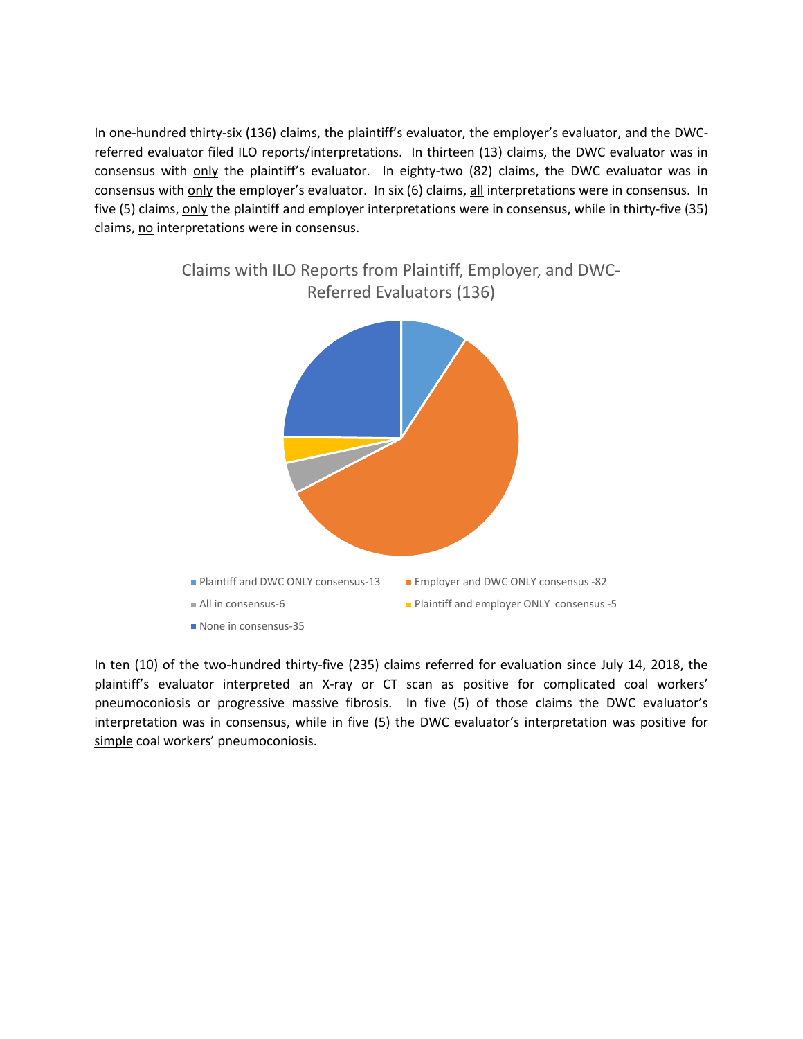In one-hundred thirty-six (136) claims, the plaintiff's evaluator, the employer's evaluator, and the DWC-referred evaluator filed ILO reports/interpretations. In thirteen (13) claims, the DWC evaluator was in consensus with only the plaintiff's evaluator. In eighty-two (82) claims, the DWC evaluator was in consensus with only the employer's evaluator. In six (6) claims, all interpretations were in consensus. In five (5) claims, only the plaintiff and employer interpretations were in consensus, while in thirty-five (35) claims, no interpretations were in consensus.

Claims with ILO Reports from Plaintiff, Employer, and DWC-Referred Evaluators (136)

- Plaintiff and DWC ONLY consensus-13
- Employer and DWC ONLY consensus -82
- All in consensus-6
- Plaintiff and employer ONLY consensus -5
- None in consensus-35

In ten (10) of the two-hundred thirty-five (235) claims referred for evaluation since July 14, 2018, the plaintiff's evaluator interpreted an X-ray or CT scan as positive for complicated coal workers' pneumoconiosis or progressive massive fibrosis. In five (5) of those claims the DWC evaluator's interpretation was in consensus, while in five (5) the DWC evaluator's interpretation was positive for simple coal workers' pneumoconiosis.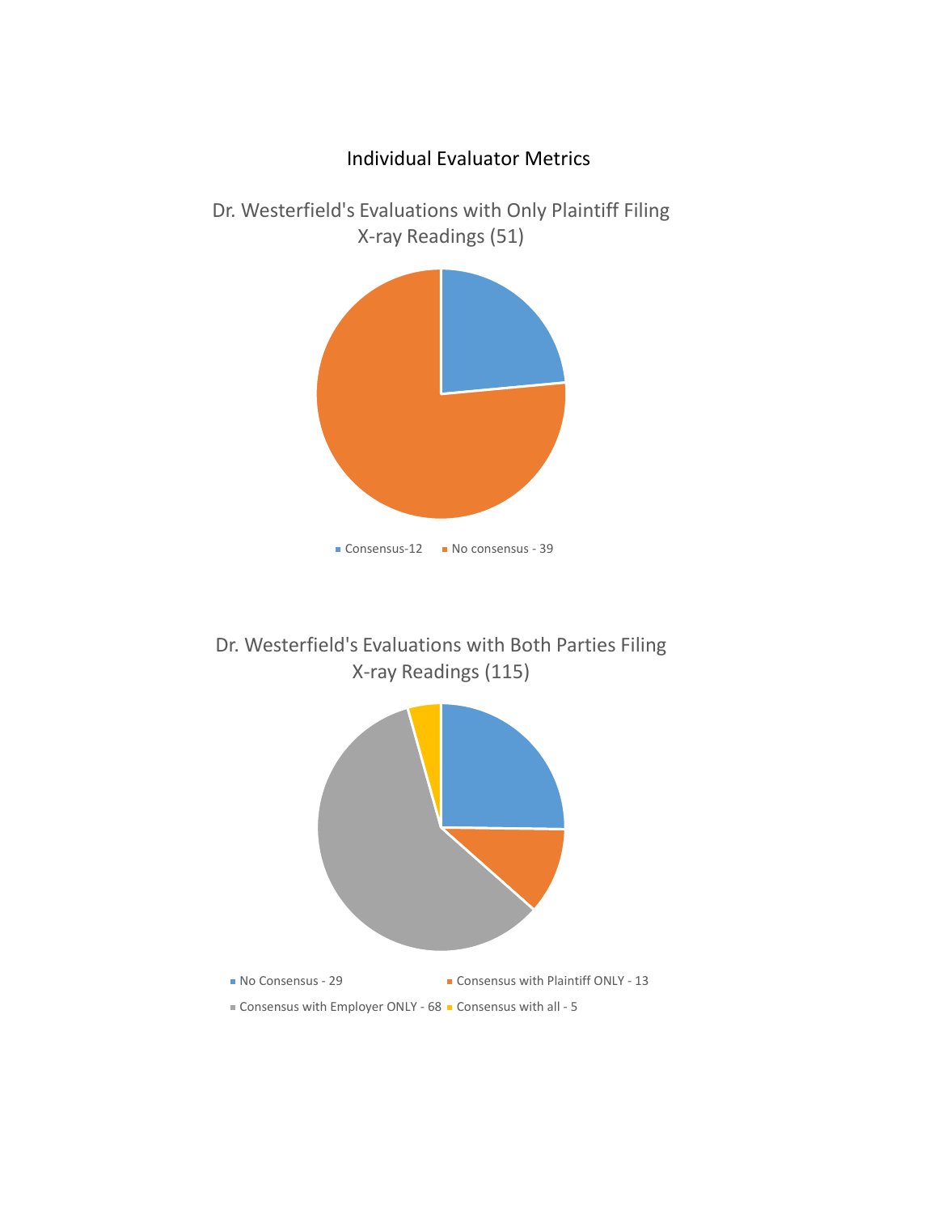## Individual Evaluator Metrics

### Dr. Westerfield's Evaluations with Only Plaintiff Filing X-ray Readings (51)

- Consensus-12
- No consensus - 39

### Dr. Westerfield's Evaluations with Both Parties Filing X-ray Readings (115)

- No Consensus - 29
- Consensus with Plaintiff ONLY - 13
- Consensus with Employer ONLY - 68
- Consensus with all - 5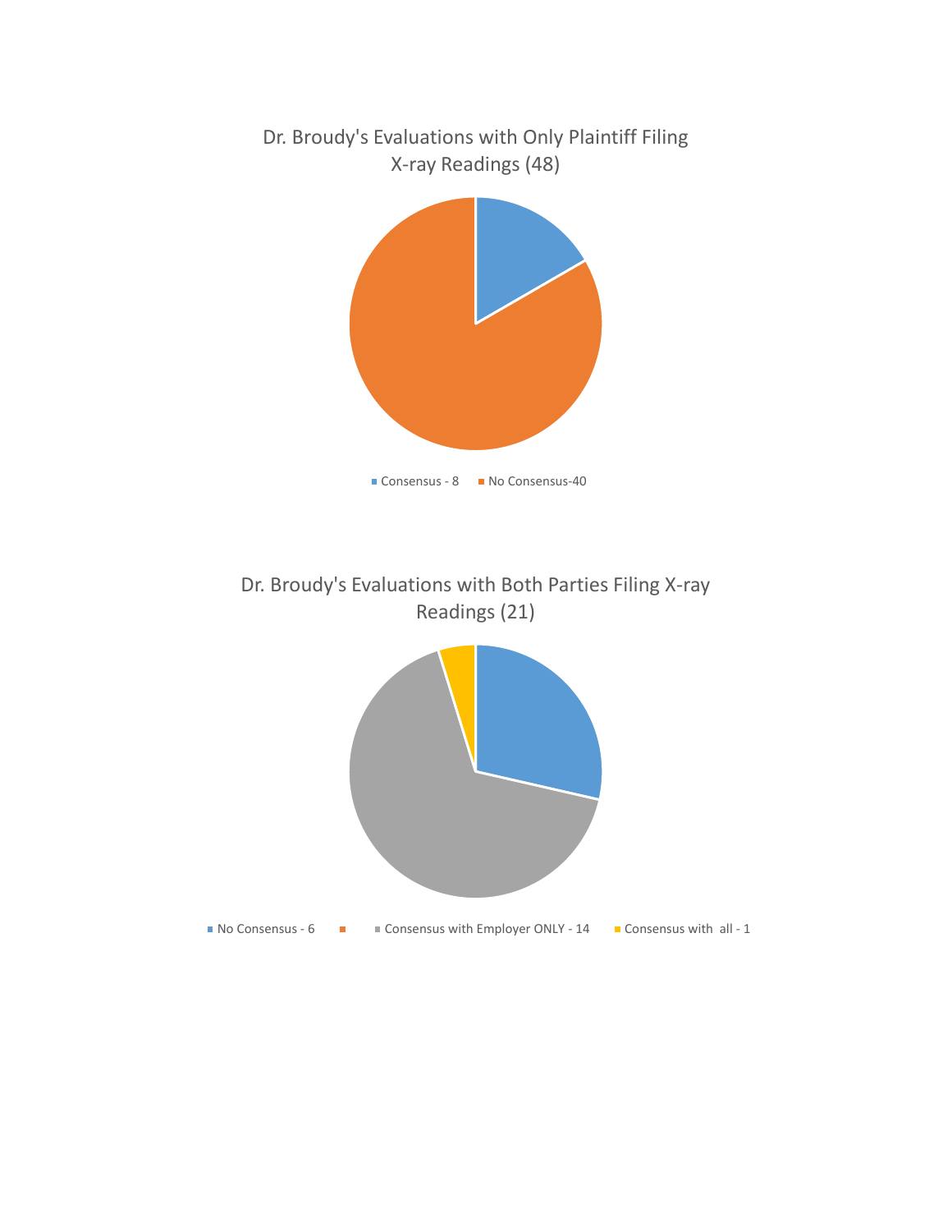## Dr. Broudy's Evaluations with Only Plaintiff Filing X-ray Readings (48)

- Consensus - 8
- No Consensus-40

## Dr. Broudy's Evaluations with Both Parties Filing X-ray Readings (21)

- No Consensus - 6
- Consensus with Employer ONLY - 14
- Consensus with all - 1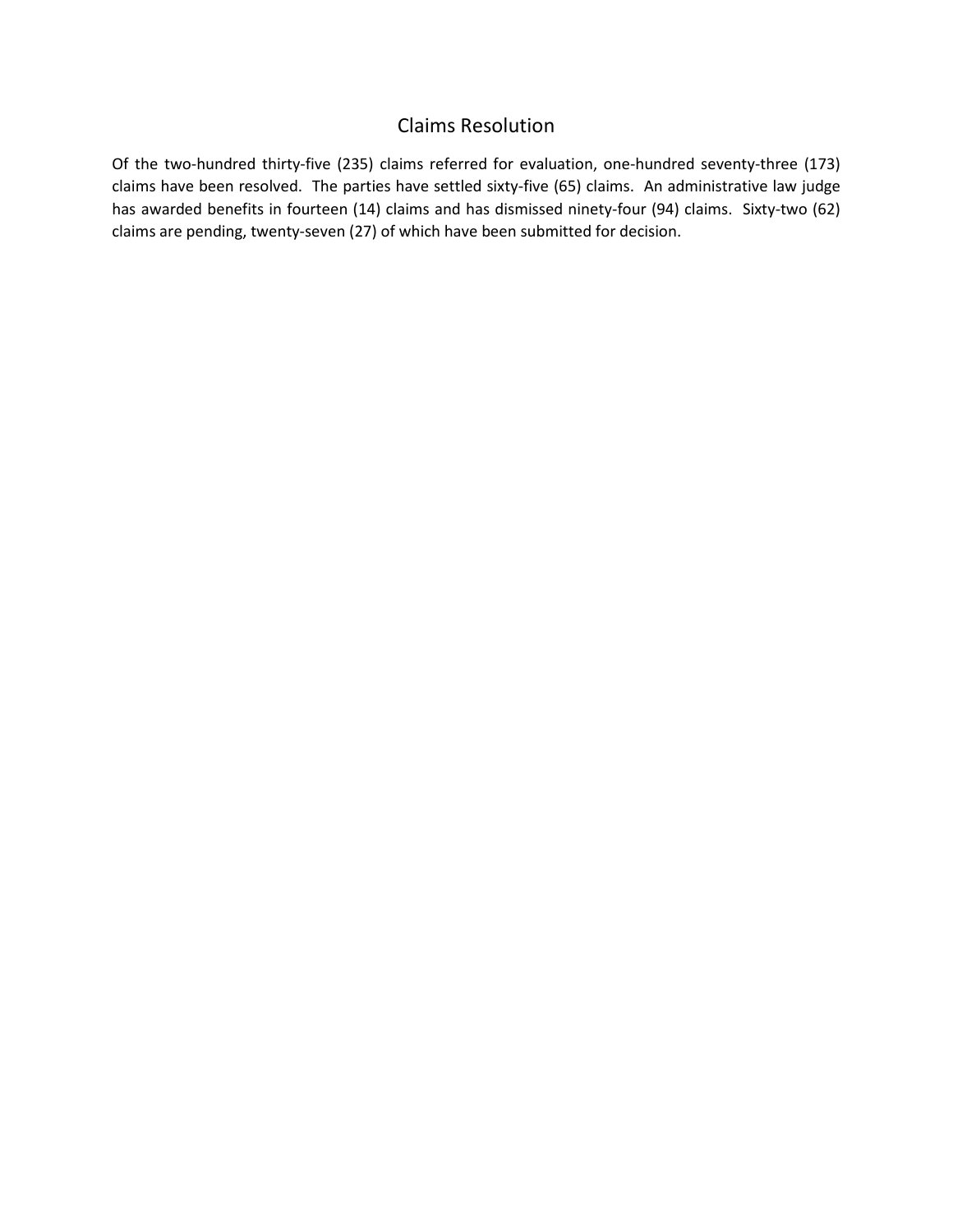## Claims Resolution

Of the two-hundred thirty-five (235) claims referred for evaluation, one-hundred seventy-three (173) claims have been resolved. The parties have settled sixty-five (65) claims. An administrative law judge has awarded benefits in fourteen (14) claims and has dismissed ninety-four (94) claims. Sixty-two (62) claims are pending, twenty-seven (27) of which have been submitted for decision.